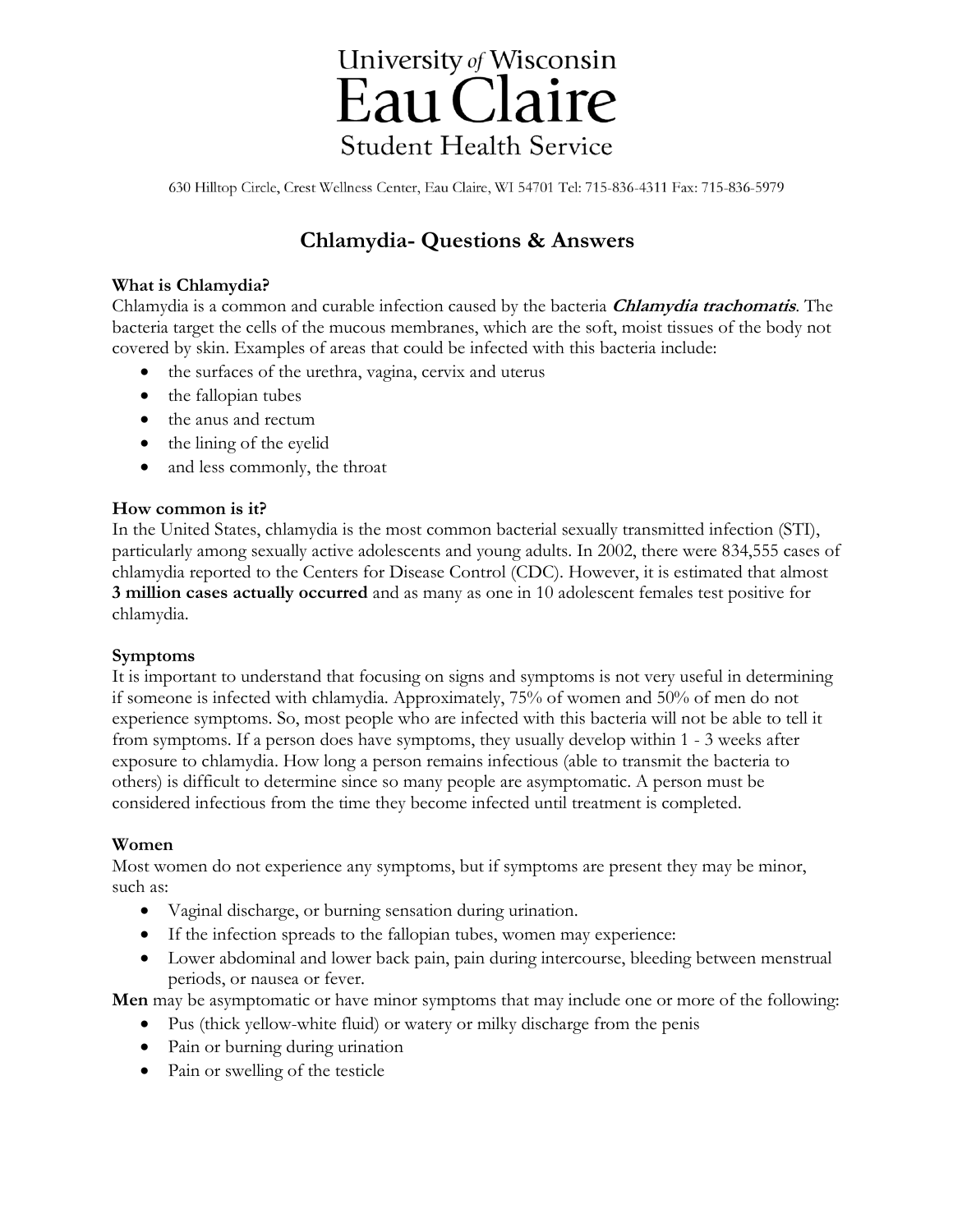University *of* Wisconsin

# Eau Claire

Student Health Service

630 Hilltop Circle, Crest Wellness Center, Eau Claire, WI 54701 Tel: 715-836-4311 Fax: 715-836-5979

## Chlamydia- Questions & Answers

**What is Chlamydia?**

Chlamydia is a common and curable infection caused by the bacteria ***Chlamydia trachomatis***. The bacteria target the cells of the mucous membranes, which are the soft, moist tissues of the body not covered by skin. Examples of areas that could be infected with this bacteria include:

- the surfaces of the urethra, vagina, cervix and uterus
- the fallopian tubes
- the anus and rectum
- the lining of the eyelid
- and less commonly, the throat

**How common is it?**

In the United States, chlamydia is the most common bacterial sexually transmitted infection (STI), particularly among sexually active adolescents and young adults. In 2002, there were 834,555 cases of chlamydia reported to the Centers for Disease Control (CDC). However, it is estimated that almost **3 million cases actually occurred** and as many as one in 10 adolescent females test positive for chlamydia.

**Symptoms**

It is important to understand that focusing on signs and symptoms is not very useful in determining if someone is infected with chlamydia. Approximately, 75% of women and 50% of men do not experience symptoms. So, most people who are infected with this bacteria will not be able to tell it from symptoms. If a person does have symptoms, they usually develop within 1 - 3 weeks after exposure to chlamydia. How long a person remains infectious (able to transmit the bacteria to others) is difficult to determine since so many people are asymptomatic. A person must be considered infectious from the time they become infected until treatment is completed.

**Women**

Most women do not experience any symptoms, but if symptoms are present they may be minor, such as:

- Vaginal discharge, or burning sensation during urination.
- If the infection spreads to the fallopian tubes, women may experience:
- Lower abdominal and lower back pain, pain during intercourse, bleeding between menstrual periods, or nausea or fever.

**Men** may be asymptomatic or have minor symptoms that may include one or more of the following:

- Pus (thick yellow-white fluid) or watery or milky discharge from the penis
- Pain or burning during urination
- Pain or swelling of the testicle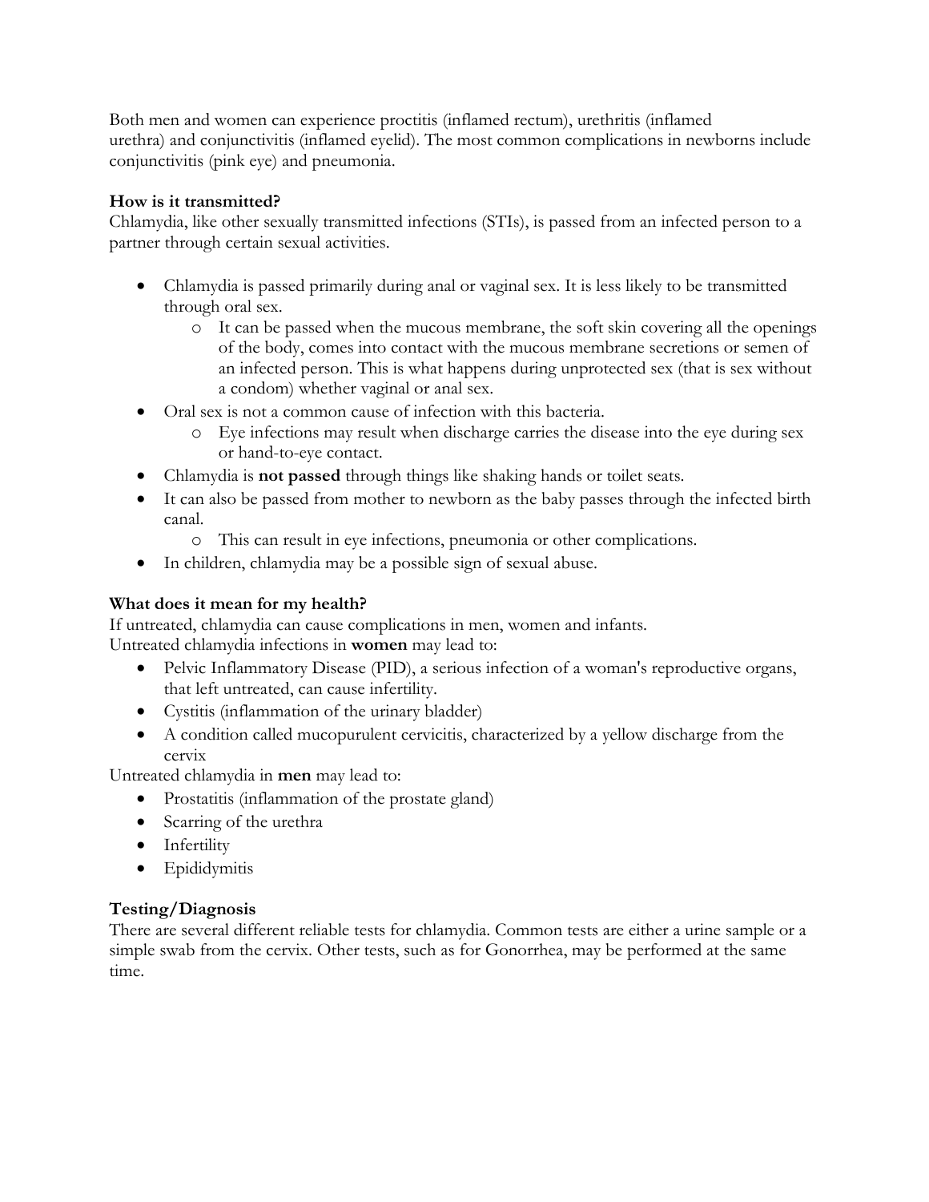Both men and women can experience proctitis (inflamed rectum), urethritis (inflamed urethra) and conjunctivitis (inflamed eyelid). The most common complications in newborns include conjunctivitis (pink eye) and pneumonia.

**How is it transmitted?**

Chlamydia, like other sexually transmitted infections (STIs), is passed from an infected person to a partner through certain sexual activities.

- Chlamydia is passed primarily during anal or vaginal sex. It is less likely to be transmitted through oral sex.
  - It can be passed when the mucous membrane, the soft skin covering all the openings of the body, comes into contact with the mucous membrane secretions or semen of an infected person. This is what happens during unprotected sex (that is sex without a condom) whether vaginal or anal sex.
- Oral sex is not a common cause of infection with this bacteria.
  - Eye infections may result when discharge carries the disease into the eye during sex or hand-to-eye contact.
- Chlamydia is **not passed** through things like shaking hands or toilet seats.
- It can also be passed from mother to newborn as the baby passes through the infected birth canal.
  - This can result in eye infections, pneumonia or other complications.
- In children, chlamydia may be a possible sign of sexual abuse.

**What does it mean for my health?**

If untreated, chlamydia can cause complications in men, women and infants.
Untreated chlamydia infections in **women** may lead to:

- Pelvic Inflammatory Disease (PID), a serious infection of a woman's reproductive organs, that left untreated, can cause infertility.
- Cystitis (inflammation of the urinary bladder)
- A condition called mucopurulent cervicitis, characterized by a yellow discharge from the cervix

Untreated chlamydia in **men** may lead to:

- Prostatitis (inflammation of the prostate gland)
- Scarring of the urethra
- Infertility
- Epididymitis

**Testing/Diagnosis**

There are several different reliable tests for chlamydia. Common tests are either a urine sample or a simple swab from the cervix. Other tests, such as for Gonorrhea, may be performed at the same time.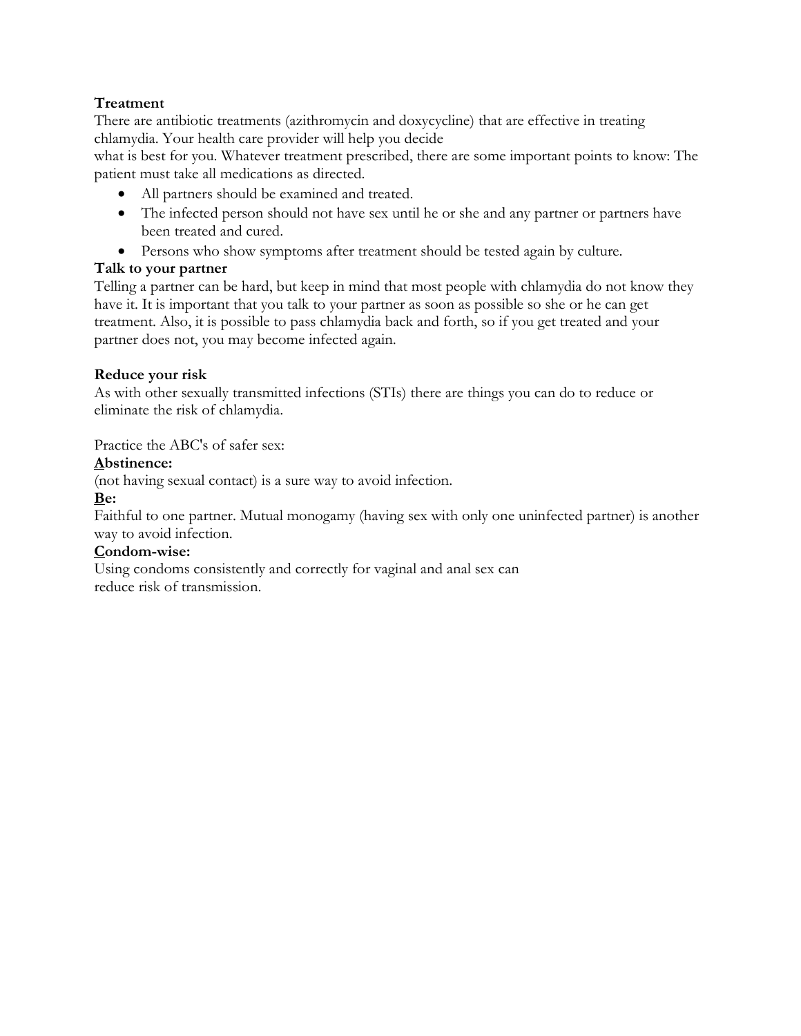**Treatment**

There are antibiotic treatments (azithromycin and doxycycline) that are effective in treating chlamydia. Your health care provider will help you decide what is best for you. Whatever treatment prescribed, there are some important points to know: The patient must take all medications as directed.

- All partners should be examined and treated.
- The infected person should not have sex until he or she and any partner or partners have been treated and cured.
- Persons who show symptoms after treatment should be tested again by culture.

**Talk to your partner**

Telling a partner can be hard, but keep in mind that most people with chlamydia do not know they have it. It is important that you talk to your partner as soon as possible so she or he can get treatment. Also, it is possible to pass chlamydia back and forth, so if you get treated and your partner does not, you may become infected again.

**Reduce your risk**

As with other sexually transmitted infections (STIs) there are things you can do to reduce or eliminate the risk of chlamydia.

Practice the ABC's of safer sex:

**<u>A</u>bstinence:**

(not having sexual contact) is a sure way to avoid infection.

**<u>B</u>e:**

Faithful to one partner. Mutual monogamy (having sex with only one uninfected partner) is another way to avoid infection.

**<u>C</u>ondom-wise:**

Using condoms consistently and correctly for vaginal and anal sex can reduce risk of transmission.